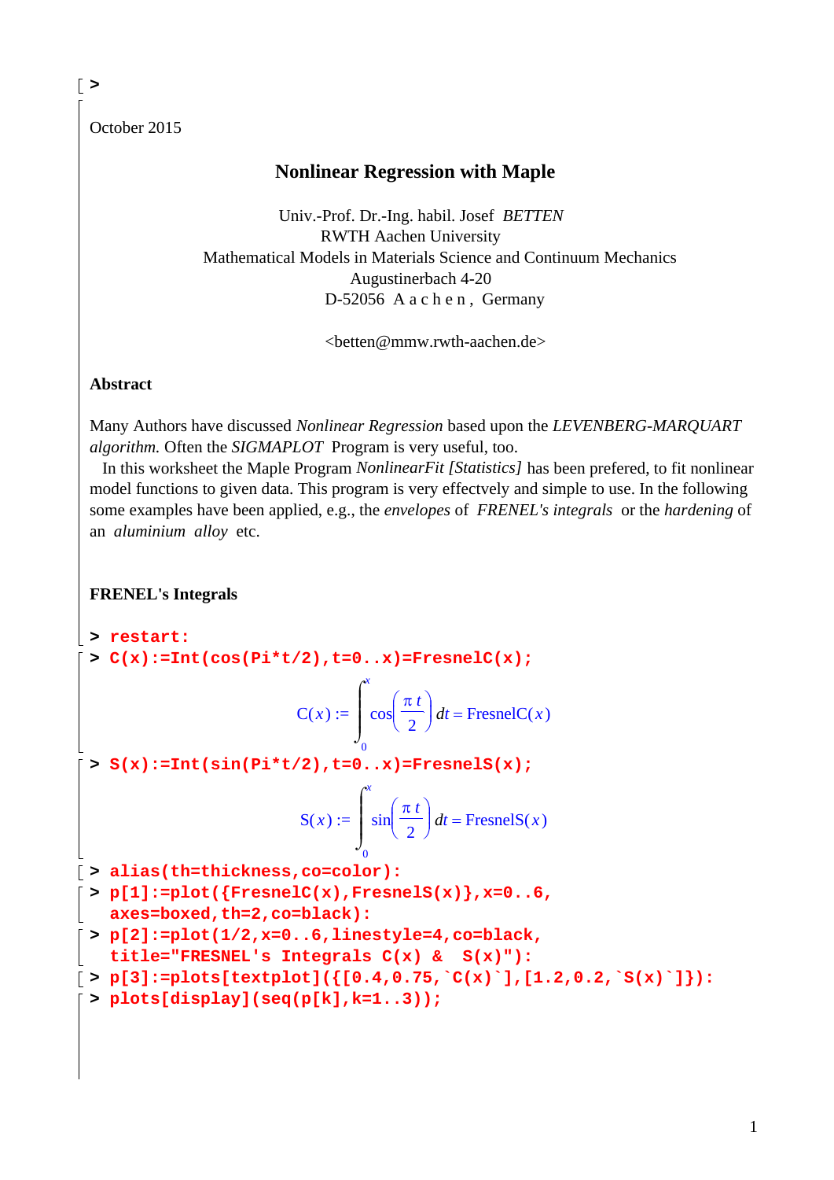October 2015

# Nonlinear Regression with Maple

Univ.-Prof. Dr.-Ing. habil. Josef *BETTEN*
RWTH Aachen University
Mathematical Models in Materials Science and Continuum Mechanics
Augustinerbach 4-20
D-52056 A a c h e n , Germany

<betten@mmw.rwth-aachen.de>

## Abstract

Many Authors have discussed *Nonlinear Regression* based upon the *LEVENBERG-MARQUART algorithm.* Often the *SIGMAPLOT* Program is very useful, too.
In this worksheet the Maple Program *NonlinearFit [Statistics]* has been prefered, to fit nonlinear model functions to given data. This program is very effectvely and simple to use. In the following some examples have been applied, e.g., the *envelopes* of *FRENEL's integrals* or the *hardening* of an *aluminium alloy* etc.

## FRENEL's Integrals

```
> restart:
> C(x):=Int(cos(Pi*t/2),t=0..x)=FresnelC(x);
```

$$C(x) := \int_0^x \cos\left(\frac{\pi\, t}{2}\right) dt = \mathrm{FresnelC}(x)$$

```
> S(x):=Int(sin(Pi*t/2),t=0..x)=FresnelS(x);
```

$$S(x) := \int_0^x \sin\left(\frac{\pi\, t}{2}\right) dt = \mathrm{FresnelS}(x)$$

```
> alias(th=thickness,co=color):
> p[1]:=plot({FresnelC(x),FresnelS(x)},x=0..6,
  axes=boxed,th=2,co=black):
> p[2]:=plot(1/2,x=0..6,linestyle=4,co=black,
  title="FRESNEL's Integrals C(x) &  S(x)"):
> p[3]:=plots[textplot]({[0.4,0.75,`C(x)`],[1.2,0.2,`S(x)`]}):
> plots[display](seq(p[k],k=1..3));
```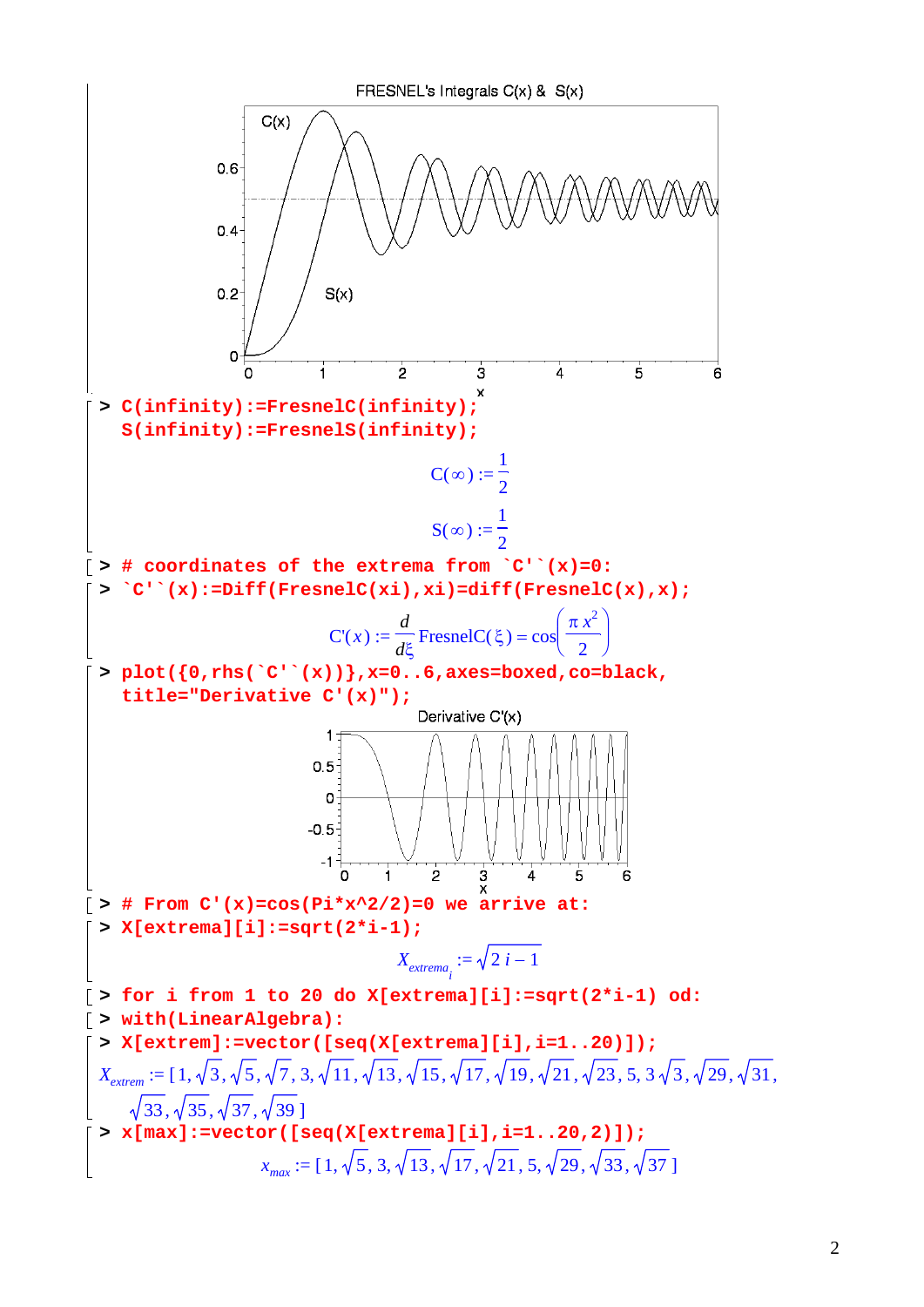FRESNEL's Integrals C(x) & S(x)

```
> C(infinity):=FresnelC(infinity);
  S(infinity):=FresnelS(infinity);
```

$$C(\infty) := \frac{1}{2}$$

$$S(\infty) := \frac{1}{2}$$

```
> # coordinates of the extrema from `C'`(x)=0:
> `C'`(x):=Diff(FresnelC(xi),xi)=diff(FresnelC(x),x);
```

$$C'(x) := \frac{d}{d\xi}\,\mathrm{FresnelC}(\xi) = \cos\left(\frac{\pi x^2}{2}\right)$$

```
> plot({0,rhs(`C'`(x))},x=0..6,axes=boxed,co=black,
  title="Derivative C'(x)");
```

Derivative C'(x)

```
> # From C'(x)=cos(Pi*x^2/2)=0 we arrive at:
> X[extrema][i]:=sqrt(2*i-1);
```

$$X_{extrema_i} := \sqrt{2\,i-1}$$

```
> for i from 1 to 20 do X[extrema][i]:=sqrt(2*i-1) od:
> with(LinearAlgebra):
> X[extrem]:=vector([seq(X[extrema][i],i=1..20)]);
```

$$X_{extrem} := [1, \sqrt{3}, \sqrt{5}, \sqrt{7}, 3, \sqrt{11}, \sqrt{13}, \sqrt{15}, \sqrt{17}, \sqrt{19}, \sqrt{21}, \sqrt{23}, 5, 3\sqrt{3}, \sqrt{29}, \sqrt{31}, \sqrt{33}, \sqrt{35}, \sqrt{37}, \sqrt{39}]$$

```
> x[max]:=vector([seq(X[extrema][i],i=1..20,2)]);
```

$$x_{max} := [1, \sqrt{5}, 3, \sqrt{13}, \sqrt{17}, \sqrt{21}, 5, \sqrt{29}, \sqrt{33}, \sqrt{37}]$$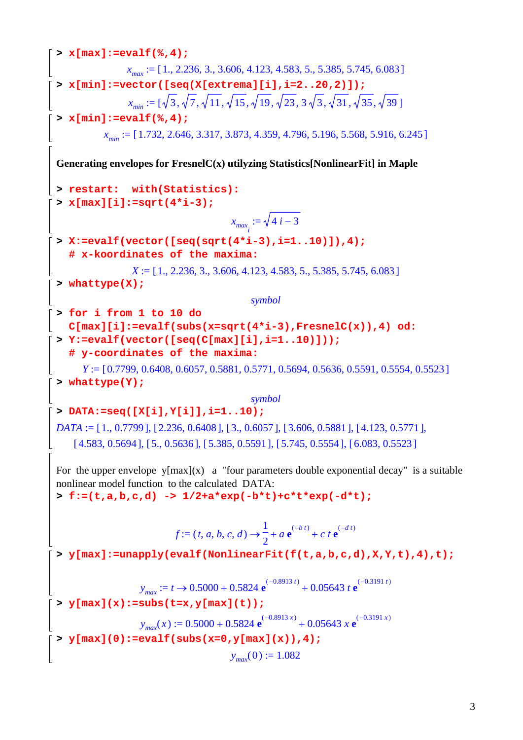```
> x[max]:=evalf(%,4);
```

$$x_{max} := [1., 2.236, 3., 3.606, 4.123, 4.583, 5., 5.385, 5.745, 6.083]$$

```
> x[min]:=vector([seq(X[extrema][i],i=2..20,2)]);
```

$$x_{min} := [\sqrt{3}, \sqrt{7}, \sqrt{11}, \sqrt{15}, \sqrt{19}, \sqrt{23}, 3\sqrt{3}, \sqrt{31}, \sqrt{35}, \sqrt{39}]$$

```
> x[min]:=evalf(%,4);
```

$$x_{min} := [1.732, 2.646, 3.317, 3.873, 4.359, 4.796, 5.196, 5.568, 5.916, 6.245]$$

**Generating envelopes for FresnelC(x) utilyzing Statistics[NonlinearFit] in Maple**

```
> restart:  with(Statistics):
> x[max][i]:=sqrt(4*i-3);
```

$$x_{max_i} := \sqrt{4\,i - 3}$$

```
> X:=evalf(vector([seq(sqrt(4*i-3),i=1..10)]),4);
  # x-koordinates of the maxima:
```

$$X := [1., 2.236, 3., 3.606, 4.123, 4.583, 5., 5.385, 5.745, 6.083]$$

```
> whattype(X);
```

*symbol*

```
> for i from 1 to 10 do
  C[max][i]:=evalf(subs(x=sqrt(4*i-3),FresnelC(x)),4) od:
> Y:=evalf(vector([seq(C[max][i],i=1..10)]));
  # y-coordinates of the maxima:
```

$$Y := [0.7799, 0.6408, 0.6057, 0.5881, 0.5771, 0.5694, 0.5636, 0.5591, 0.5554, 0.5523]$$

```
> whattype(Y);
```

*symbol*

```
> DATA:=seq([X[i],Y[i]],i=1..10);
```

*DATA* := [1., 0.7799], [2.236, 0.6408], [3., 0.6057], [3.606, 0.5881], [4.123, 0.5771], [4.583, 0.5694], [5., 0.5636], [5.385, 0.5591], [5.745, 0.5554], [6.083, 0.5523]

For the upper envelope y[max](x) a "four parameters double exponential decay" is a suitable nonlinear model function to the calculated DATA:

```
> f:=(t,a,b,c,d) -> 1/2+a*exp(-b*t)+c*t*exp(-d*t);
```

$$f := (t, a, b, c, d) \rightarrow \frac{1}{2} + a\,e^{(-b\,t)} + c\,t\,e^{(-d\,t)}$$

```
> y[max]:=unapply(evalf(NonlinearFit(f(t,a,b,c,d),X,Y,t),4),t);
```

$$y_{max} := t \rightarrow 0.5000 + 0.5824\,e^{(-0.8913\,t)} + 0.05643\,t\,e^{(-0.3191\,t)}$$

```
> y[max](x):=subs(t=x,y[max](t));
```

$$y_{max}(x) := 0.5000 + 0.5824\,e^{(-0.8913\,x)} + 0.05643\,x\,e^{(-0.3191\,x)}$$

```
> y[max](0):=evalf(subs(x=0,y[max](x)),4);
```

$$y_{max}(0) := 1.082$$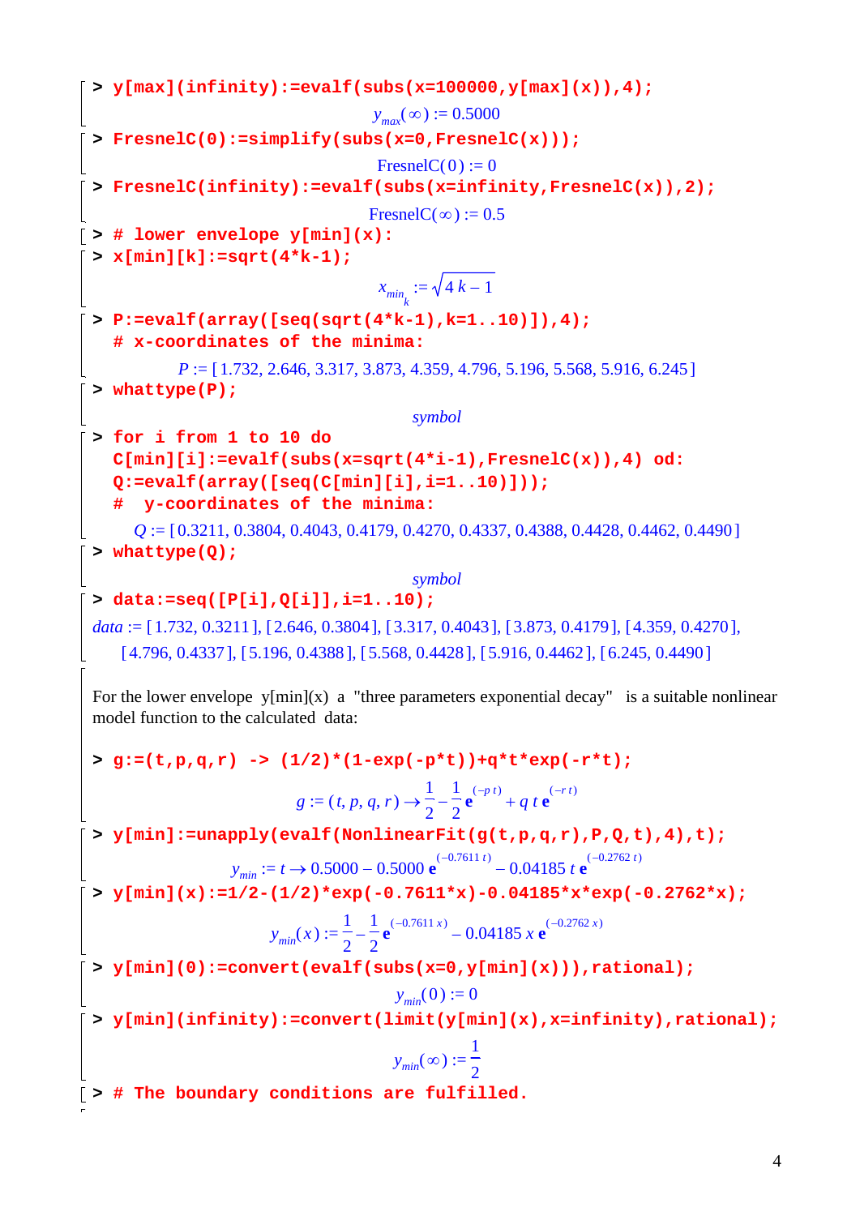```
> y[max](infinity):=evalf(subs(x=100000,y[max](x)),4);
```

$$y_{max}(\infty) := 0.5000$$

```
> FresnelC(0):=simplify(subs(x=0,FresnelC(x)));
```

$$\text{FresnelC}(0) := 0$$

```
> FresnelC(infinity):=evalf(subs(x=infinity,FresnelC(x)),2);
```

$$\text{FresnelC}(\infty) := 0.5$$

```
> # lower envelope y[min](x):
> x[min][k]:=sqrt(4*k-1);
```

$$x_{min_k} := \sqrt{4\,k-1}$$

```
> P:=evalf(array([seq(sqrt(4*k-1),k=1..10)]),4);
  # x-coordinates of the minima:
```

$$P := [1.732, 2.646, 3.317, 3.873, 4.359, 4.796, 5.196, 5.568, 5.916, 6.245]$$

```
> whattype(P);
```

$$symbol$$

```
> for i from 1 to 10 do
  C[min][i]:=evalf(subs(x=sqrt(4*i-1),FresnelC(x)),4) od:
  Q:=evalf(array([seq(C[min][i],i=1..10)]));
  #  y-coordinates of the minima:
```

$$Q := [0.3211, 0.3804, 0.4043, 0.4179, 0.4270, 0.4337, 0.4388, 0.4428, 0.4462, 0.4490]$$

```
> whattype(Q);
```

$$symbol$$

```
> data:=seq([P[i],Q[i]],i=1..10);
```

$data :=$ [1.732, 0.3211], [2.646, 0.3804], [3.317, 0.4043], [3.873, 0.4179], [4.359, 0.4270], [4.796, 0.4337], [5.196, 0.4388], [5.568, 0.4428], [5.916, 0.4462], [6.245, 0.4490]

For the lower envelope y[min](x) a "three parameters exponential decay" is a suitable nonlinear model function to the calculated data:

```
> g:=(t,p,q,r) -> (1/2)*(1-exp(-p*t))+q*t*exp(-r*t);
```

$$g := (t, p, q, r) \to \frac{1}{2} - \frac{1}{2}\,\mathbf{e}^{(-p\,t)} + q\,t\,\mathbf{e}^{(-r\,t)}$$

```
> y[min]:=unapply(evalf(NonlinearFit(g(t,p,q,r),P,Q,t),4),t);
```

$$y_{min} := t \to 0.5000 - 0.5000\,\mathbf{e}^{(-0.7611\,t)} - 0.04185\,t\,\mathbf{e}^{(-0.2762\,t)}$$

```
> y[min](x):=1/2-(1/2)*exp(-0.7611*x)-0.04185*x*exp(-0.2762*x);
```

$$y_{min}(x) := \frac{1}{2} - \frac{1}{2}\,\mathbf{e}^{(-0.7611\,x)} - 0.04185\,x\,\mathbf{e}^{(-0.2762\,x)}$$

```
> y[min](0):=convert(evalf(subs(x=0,y[min](x))),rational);
```

$$y_{min}(0) := 0$$

```
> y[min](infinity):=convert(limit(y[min](x),x=infinity),rational);
```

$$y_{min}(\infty) := \frac{1}{2}$$

```
> # The boundary conditions are fulfilled.
```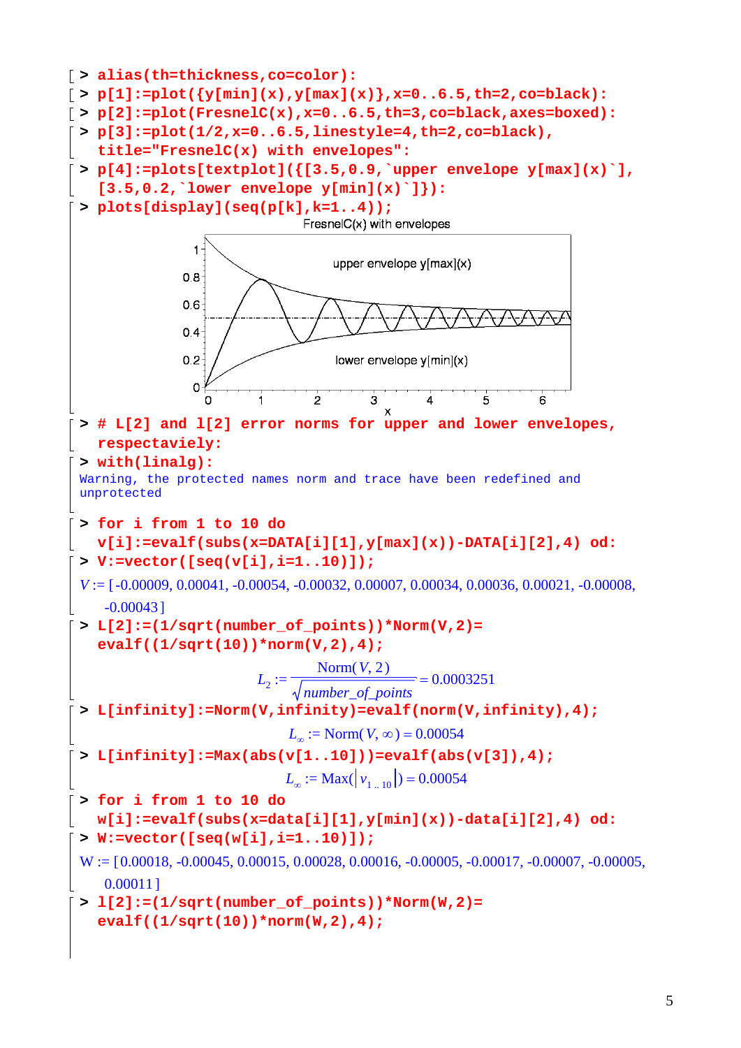```
> alias(th=thickness,co=color):
> p[1]:=plot({y[min](x),y[max](x)},x=0..6.5,th=2,co=black):
> p[2]:=plot(FresnelC(x),x=0..6.5,th=3,co=black,axes=boxed):
> p[3]:=plot(1/2,x=0..6.5,linestyle=4,th=2,co=black),
  title="FresnelC(x) with envelopes":
> p[4]:=plots[textplot]({[3.5,0.9,`upper envelope y[max](x)`],
  [3.5,0.2,`lower envelope y[min](x)`]}):
> plots[display](seq(p[k],k=1..4));
```

FresnelC(x) with envelopes

```
> # L[2] and l[2] error norms for upper and lower envelopes,
  respectaviely:
> with(linalg):
```

Warning, the protected names norm and trace have been redefined and unprotected

```
> for i from 1 to 10 do
  v[i]:=evalf(subs(x=DATA[i][1],y[max](x))-DATA[i][2],4) od:
> V:=vector([seq(v[i],i=1..10)]);
```

$V := [-0.00009, 0.00041, -0.00054, -0.00032, 0.00007, 0.00034, 0.00036, 0.00021, -0.00008, -0.00043]$

```
> L[2]:=(1/sqrt(number_of_points))*Norm(V,2)=
  evalf((1/sqrt(10))*norm(V,2),4);
```

$$L_2 := \frac{\mathrm{Norm}(V, 2)}{\sqrt{number\_of\_points}} = 0.0003251$$

```
> L[infinity]:=Norm(V,infinity)=evalf(norm(V,infinity),4);
```

$$L_\infty := \mathrm{Norm}(V, \infty) = 0.00054$$

```
> L[infinity]:=Max(abs(v[1..10]))=evalf(abs(v[3]),4);
```

$$L_\infty := \mathrm{Max}(|v_{1\,..\,10}|) = 0.00054$$

```
> for i from 1 to 10 do
  w[i]:=evalf(subs(x=data[i][1],y[min](x))-data[i][2],4) od:
> W:=vector([seq(w[i],i=1..10)]);
```

$W := [0.00018, -0.00045, 0.00015, 0.00028, 0.00016, -0.00005, -0.00017, -0.00007, -0.00005, 0.00011]$

```
> l[2]:=(1/sqrt(number_of_points))*Norm(W,2)=
  evalf((1/sqrt(10))*norm(W,2),4);
```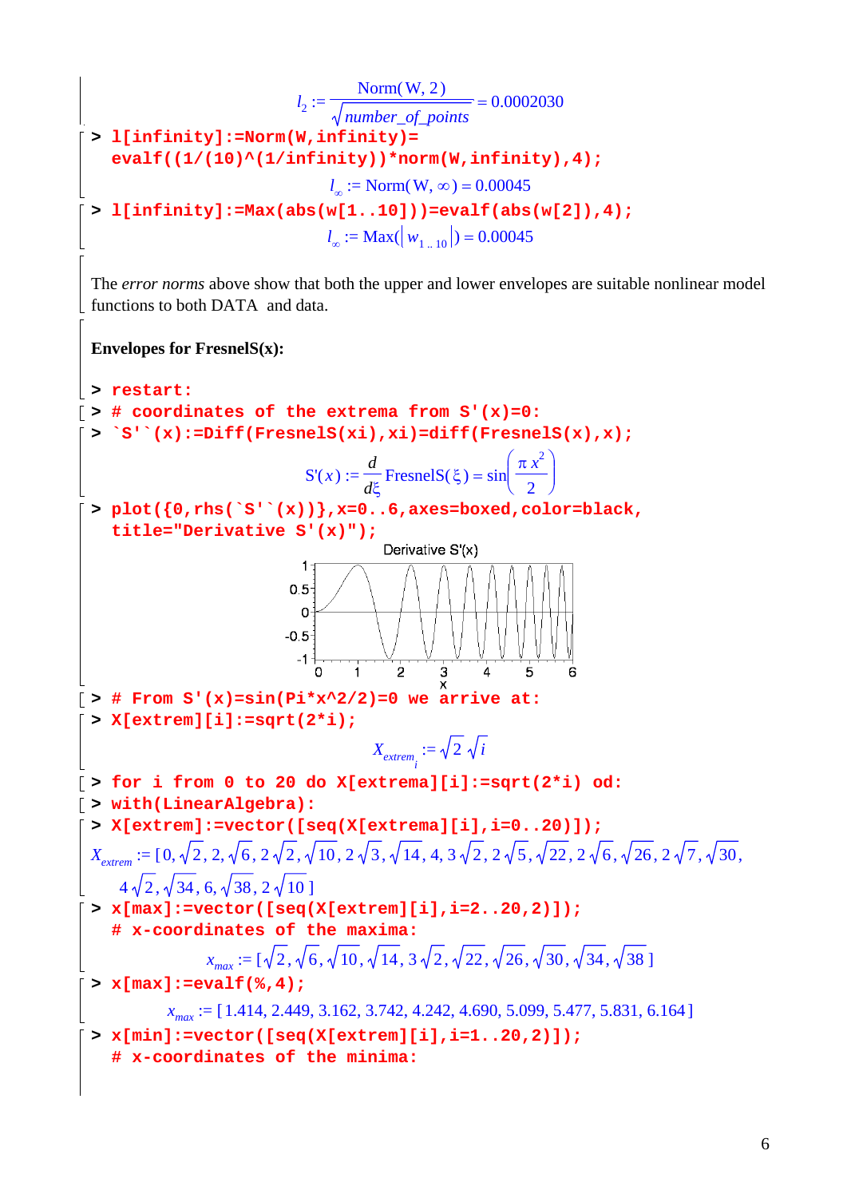$$l_2 := \frac{\text{Norm}(W, 2)}{\sqrt{number\_of\_points}} = 0.0002030$$

```
> l[infinity]:=Norm(W,infinity)=
  evalf((1/(10)^(1/infinity))*norm(W,infinity),4);
```

$$l_\infty := \text{Norm}(W, \infty) = 0.00045$$

```
> l[infinity]:=Max(abs(w[1..10]))=evalf(abs(w[2]),4);
```

$$l_\infty := \text{Max}(|w_{1..10}|) = 0.00045$$

The *error norms* above show that both the upper and lower envelopes are suitable nonlinear model functions to both DATA and data.

**Envelopes for FresnelS(x):**

```
> restart:
> # coordinates of the extrema from S'(x)=0:
> `S'`(x):=Diff(FresnelS(xi),xi)=diff(FresnelS(x),x);
```

$$\text{S'}(x) := \frac{d}{d\xi}\text{FresnelS}(\xi) = \sin\left(\frac{\pi x^2}{2}\right)$$

```
> plot({0,rhs(`S'`(x))},x=0..6,axes=boxed,color=black,
  title="Derivative S'(x)");
```

```
> # From S'(x)=sin(Pi*x^2/2)=0 we arrive at:
> X[extrem][i]:=sqrt(2*i);
```

$$X_{extrem_i} := \sqrt{2}\sqrt{i}$$

```
> for i from 0 to 20 do X[extrema][i]:=sqrt(2*i) od:
> with(LinearAlgebra):
> X[extrem]:=vector([seq(X[extrema][i],i=0..20)]);
```

$$X_{extrem} := [0, \sqrt{2}, 2, \sqrt{6}, 2\sqrt{2}, \sqrt{10}, 2\sqrt{3}, \sqrt{14}, 4, 3\sqrt{2}, 2\sqrt{5}, \sqrt{22}, 2\sqrt{6}, \sqrt{26}, 2\sqrt{7}, \sqrt{30}, 4\sqrt{2}, \sqrt{34}, 6, \sqrt{38}, 2\sqrt{10}]$$

```
> x[max]:=vector([seq(X[extrem][i],i=2..20,2)]);
  # x-coordinates of the maxima:
```

$$x_{max} := [\sqrt{2}, \sqrt{6}, \sqrt{10}, \sqrt{14}, 3\sqrt{2}, \sqrt{22}, \sqrt{26}, \sqrt{30}, \sqrt{34}, \sqrt{38}]$$

```
> x[max]:=evalf(%,4);
```

$$x_{max} := [1.414, 2.449, 3.162, 3.742, 4.242, 4.690, 5.099, 5.477, 5.831, 6.164]$$

```
> x[min]:=vector([seq(X[extrem][i],i=1..20,2)]);
  # x-coordinates of the minima:
```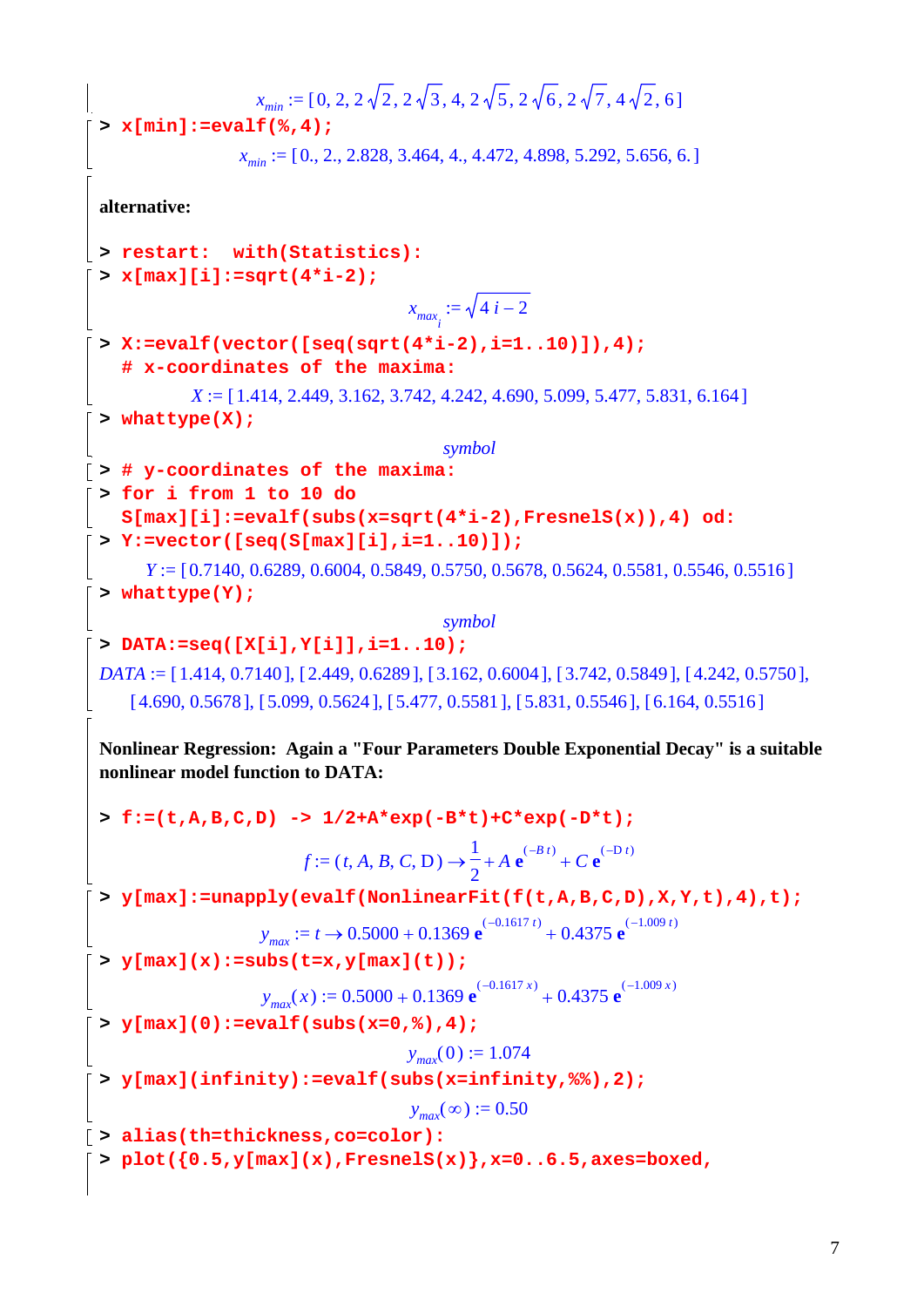$$x_{min} := [0, 2, 2\sqrt{2}, 2\sqrt{3}, 4, 2\sqrt{5}, 2\sqrt{6}, 2\sqrt{7}, 4\sqrt{2}, 6]$$

```
> x[min]:=evalf(%,4);
```

$$x_{min} := [0., 2., 2.828, 3.464, 4., 4.472, 4.898, 5.292, 5.656, 6.]$$

**alternative:**

```
> restart:  with(Statistics):
> x[max][i]:=sqrt(4*i-2);
```

$$x_{max_i} := \sqrt{4\,i - 2}$$

```
> X:=evalf(vector([seq(sqrt(4*i-2),i=1..10)]),4);
  # x-coordinates of the maxima:
```

$$X := [1.414, 2.449, 3.162, 3.742, 4.242, 4.690, 5.099, 5.477, 5.831, 6.164]$$

```
> whattype(X);
```

*symbol*

```
> # y-coordinates of the maxima:
> for i from 1 to 10 do
  S[max][i]:=evalf(subs(x=sqrt(4*i-2),FresnelS(x)),4) od:
> Y:=vector([seq(S[max][i],i=1..10)]);
```

$$Y := [0.7140, 0.6289, 0.6004, 0.5849, 0.5750, 0.5678, 0.5624, 0.5581, 0.5546, 0.5516]$$

```
> whattype(Y);
```

*symbol*

```
> DATA:=seq([X[i],Y[i]],i=1..10);
```

$DATA$ := [1.414, 0.7140], [2.449, 0.6289], [3.162, 0.6004], [3.742, 0.5849], [4.242, 0.5750], [4.690, 0.5678], [5.099, 0.5624], [5.477, 0.5581], [5.831, 0.5546], [6.164, 0.5516]

**Nonlinear Regression: Again a "Four Parameters Double Exponential Decay" is a suitable nonlinear model function to DATA:**

```
> f:=(t,A,B,C,D) -> 1/2+A*exp(-B*t)+C*exp(-D*t);
```

$$f := (t, A, B, C, \mathrm{D}) \rightarrow \frac{1}{2} + A\,\mathbf{e}^{(-B\,t)} + C\,\mathbf{e}^{(-\mathrm{D}\,t)}$$

```
> y[max]:=unapply(evalf(NonlinearFit(f(t,A,B,C,D),X,Y,t),4),t);
```

$$y_{max} := t \rightarrow 0.5000 + 0.1369\,\mathbf{e}^{(-0.1617\,t)} + 0.4375\,\mathbf{e}^{(-1.009\,t)}$$

```
> y[max](x):=subs(t=x,y[max](t));
```

$$y_{max}(x) := 0.5000 + 0.1369\,\mathbf{e}^{(-0.1617\,x)} + 0.4375\,\mathbf{e}^{(-1.009\,x)}$$

```
> y[max](0):=evalf(subs(x=0,%),4);
```

$$y_{max}(0) := 1.074$$

```
> y[max](infinity):=evalf(subs(x=infinity,%%),2);
```

$$y_{max}(\infty) := 0.50$$

```
> alias(th=thickness,co=color):
> plot({0.5,y[max](x),FresnelS(x)},x=0..6.5,axes=boxed,
```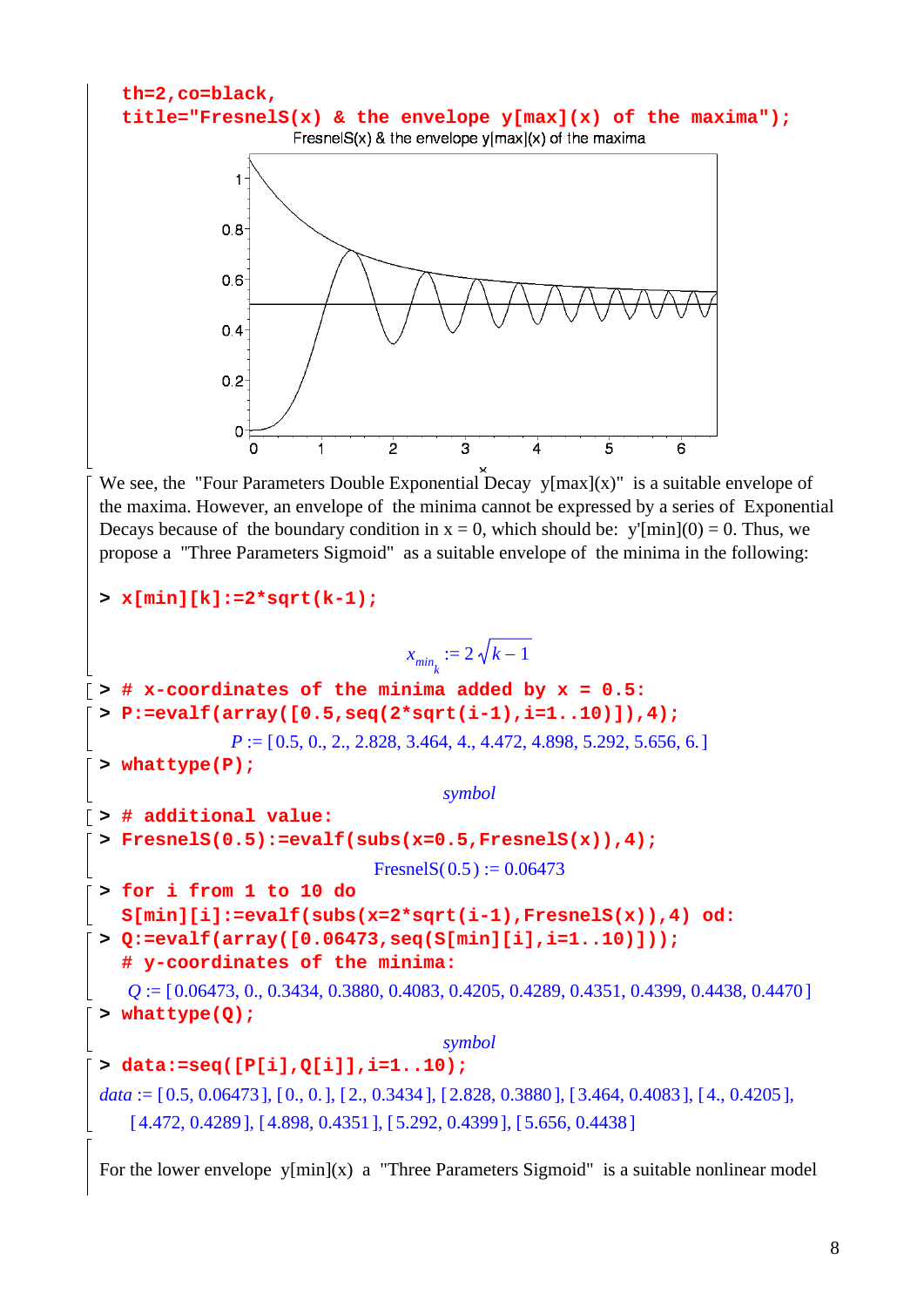```
th=2,co=black,
title="FresnelS(x) & the envelope y[max](x) of the maxima");
```

We see, the "Four Parameters Double Exponential Decay y[max](x)" is a suitable envelope of the maxima. However, an envelope of the minima cannot be expressed by a series of Exponential Decays because of the boundary condition in x = 0, which should be: y'[min](0) = 0. Thus, we propose a "Three Parameters Sigmoid" as a suitable envelope of the minima in the following:

```
> x[min][k]:=2*sqrt(k-1);
```

$$x_{min_k} := 2\sqrt{k-1}$$

```
> # x-coordinates of the minima added by x = 0.5:
> P:=evalf(array([0.5,seq(2*sqrt(i-1),i=1..10)]),4);
```

$P := [0.5, 0., 2., 2.828, 3.464, 4., 4.472, 4.898, 5.292, 5.656, 6.]$

```
> whattype(P);
```

*symbol*

```
> # additional value:
> FresnelS(0.5):=evalf(subs(x=0.5,FresnelS(x)),4);
```

FresnelS(0.5) := 0.06473

```
> for i from 1 to 10 do
  S[min][i]:=evalf(subs(x=2*sqrt(i-1),FresnelS(x)),4) od:
> Q:=evalf(array([0.06473,seq(S[min][i],i=1..10)]));
  # y-coordinates of the minima:
```

$Q := [0.06473, 0., 0.3434, 0.3880, 0.4083, 0.4205, 0.4289, 0.4351, 0.4399, 0.4438, 0.4470]$

```
> whattype(Q);
```

*symbol*

```
> data:=seq([P[i],Q[i]],i=1..10);
```

*data* := [0.5, 0.06473], [0., 0.], [2., 0.3434], [2.828, 0.3880], [3.464, 0.4083], [4., 0.4205], [4.472, 0.4289], [4.898, 0.4351], [5.292, 0.4399], [5.656, 0.4438]

For the lower envelope y[min](x) a "Three Parameters Sigmoid" is a suitable nonlinear model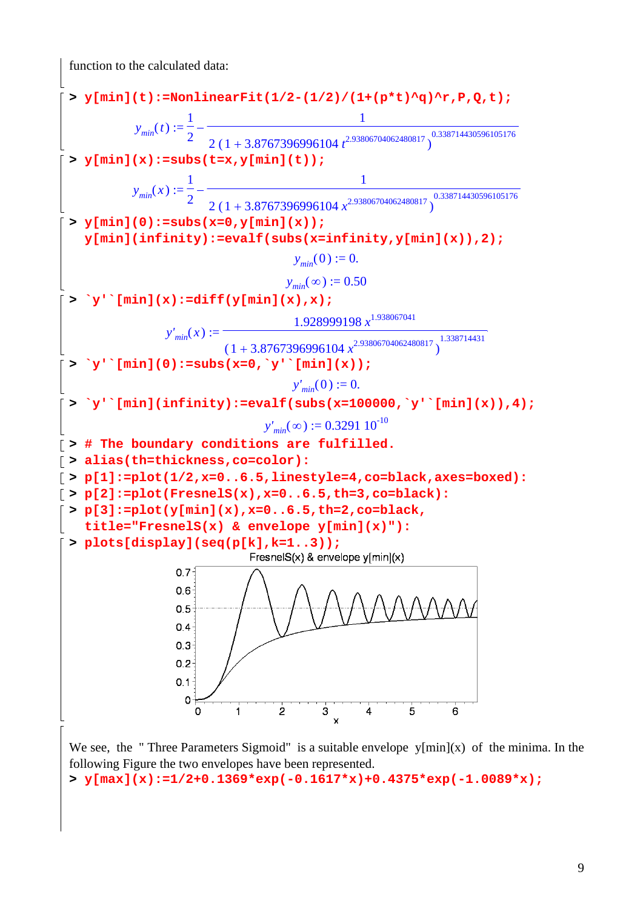function to the calculated data:

```
> y[min](t):=NonlinearFit(1/2-(1/2)/(1+(p*t)^q)^r,P,Q,t);
```

$$y_{min}(t) := \frac{1}{2} - \frac{1}{2\,(1 + 3.8767396996104\, t^{2.93806704062480817})^{0.338714430596105176}}$$

```
> y[min](x):=subs(t=x,y[min](t));
```

$$y_{min}(x) := \frac{1}{2} - \frac{1}{2\,(1 + 3.8767396996104\, x^{2.93806704062480817})^{0.338714430596105176}}$$

```
> y[min](0):=subs(x=0,y[min](x));
  y[min](infinity):=evalf(subs(x=infinity,y[min](x)),2);
```

$$y_{min}(0) := 0.$$

$$y_{min}(\infty) := 0.50$$

```
> `y'`[min](x):=diff(y[min](x),x);
```

$$y'_{min}(x) := \frac{1.928999198\, x^{1.938067041}}{(1 + 3.8767396996104\, x^{2.93806704062480817})^{1.338714431}}$$

```
> `y'`[min](0):=subs(x=0,`y'`[min](x));
```

$$y'_{min}(0) := 0.$$

```
> `y'`[min](infinity):=evalf(subs(x=100000,`y'`[min](x)),4);
```

$$y'_{min}(\infty) := 0.3291\; 10^{-10}$$

```
> # The boundary conditions are fulfilled.
> alias(th=thickness,co=color):
> p[1]:=plot(1/2,x=0..6.5,linestyle=4,co=black,axes=boxed):
> p[2]:=plot(FresnelS(x),x=0..6.5,th=3,co=black):
> p[3]:=plot(y[min](x),x=0..6.5,th=2,co=black,
  title="FresnelS(x) & envelope y[min](x)"):
> plots[display](seq(p[k],k=1..3));
```

FresnelS(x) & envelope y[min](x)

We see, the " Three Parameters Sigmoid" is a suitable envelope y[min](x) of the minima. In the following Figure the two envelopes have been represented.

```
> y[max](x):=1/2+0.1369*exp(-0.1617*x)+0.4375*exp(-1.0089*x);
```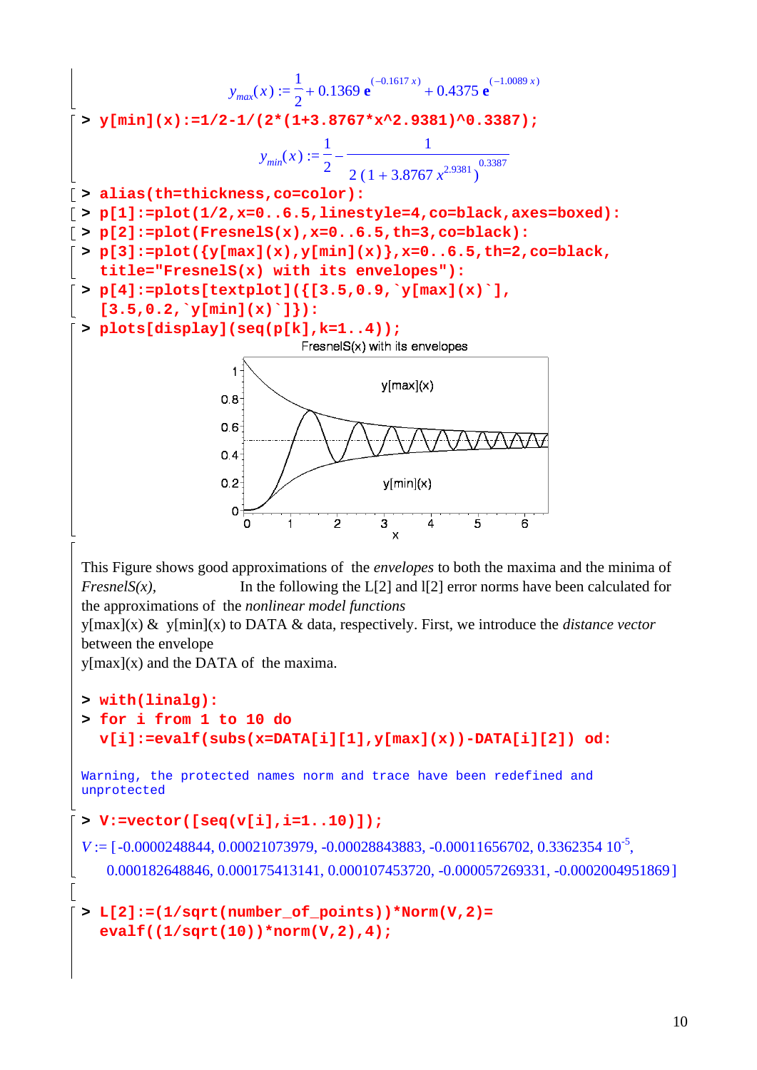$$y_{max}(x) := \frac{1}{2} + 0.1369\, \mathbf{e}^{(-0.1617\, x)} + 0.4375\, \mathbf{e}^{(-1.0089\, x)}$$

```
> y[min](x):=1/2-1/(2*(1+3.8767*x^2.9381)^0.3387);
```

$$y_{min}(x) := \frac{1}{2} - \frac{1}{2\,(1 + 3.8767\, x^{2.9381})^{0.3387}}$$

```
> alias(th=thickness,co=color):
> p[1]:=plot(1/2,x=0..6.5,linestyle=4,co=black,axes=boxed):
> p[2]:=plot(FresnelS(x),x=0..6.5,th=3,co=black):
> p[3]:=plot({y[max](x),y[min](x)},x=0..6.5,th=2,co=black,
  title="FresnelS(x) with its envelopes"):
> p[4]:=plots[textplot]({[3.5,0.9,`y[max](x)`],
  [3.5,0.2,`y[min](x)`]}):
> plots[display](seq(p[k],k=1..4));
```

This Figure shows good approximations of the *envelopes* to both the maxima and the minima of *FresnelS(x)*, In the following the L[2] and l[2] error norms have been calculated for the approximations of the *nonlinear model functions*
y[max](x) & y[min](x) to DATA & data, respectively. First, we introduce the *distance vector* between the envelope
y[max](x) and the DATA of the maxima.

```
> with(linalg):
> for i from 1 to 10 do
  v[i]:=evalf(subs(x=DATA[i][1],y[max](x))-DATA[i][2]) od:
```

```
Warning, the protected names norm and trace have been redefined and
unprotected
```

```
> V:=vector([seq(v[i],i=1..10)]);
```

$V$ := [-0.0000248844, 0.00021073979, -0.00028843883, -0.00011656702, 0.3362354 $10^{-5}$, 0.000182648846, 0.000175413141, 0.000107453720, -0.000057269331, -0.0002004951869]

```
> L[2]:=(1/sqrt(number_of_points))*Norm(V,2)=
  evalf((1/sqrt(10))*norm(V,2),4);
```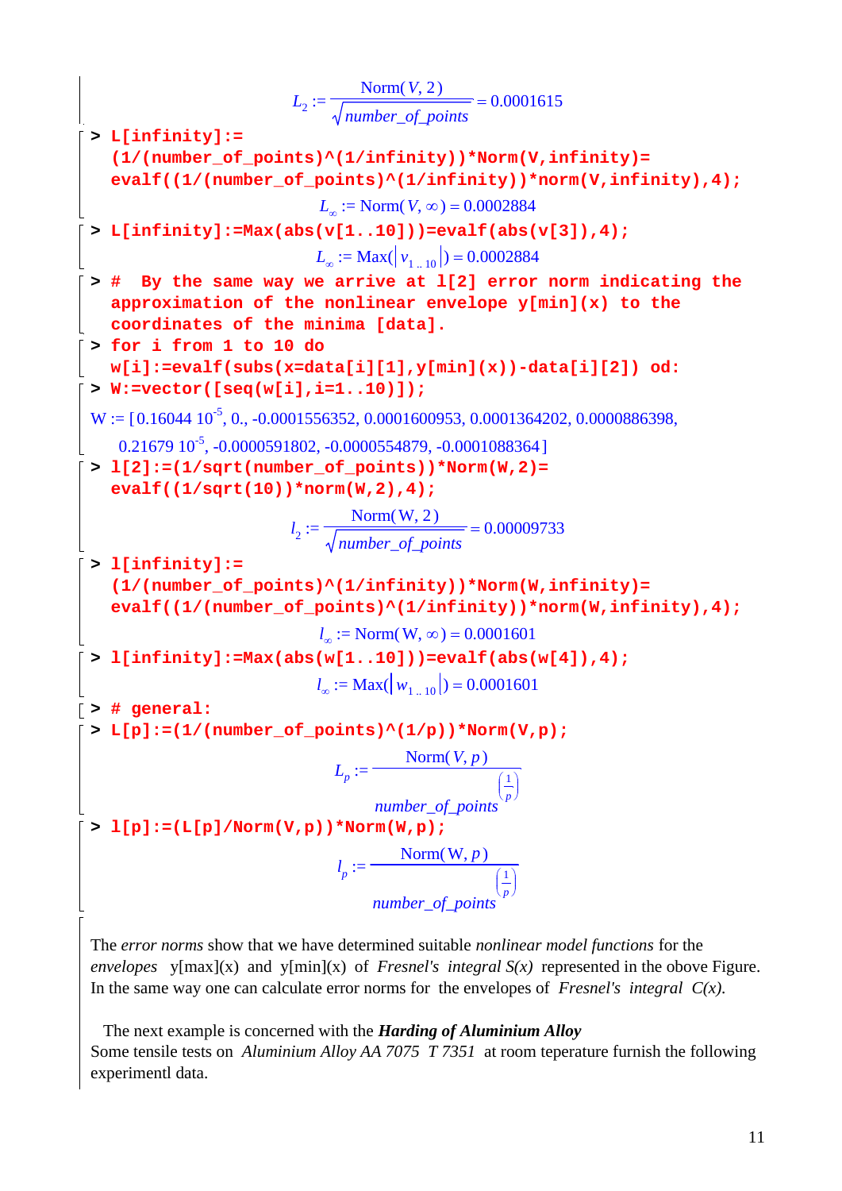$$L_2 := \frac{\text{Norm}(V, 2)}{\sqrt{number\_of\_points}} = 0.0001615$$

```
> L[infinity]:=
  (1/(number_of_points)^(1/infinity))*Norm(V,infinity)=
  evalf((1/(number_of_points)^(1/infinity))*norm(V,infinity),4);
```

$$L_\infty := \text{Norm}(V, \infty) = 0.0002884$$

```
> L[infinity]:=Max(abs(v[1..10]))=evalf(abs(v[3]),4);
```

$$L_\infty := \text{Max}(|v_{1..10}|) = 0.0002884$$

```
> #  By the same way we arrive at l[2] error norm indicating the
  approximation of the nonlinear envelope y[min](x) to the
  coordinates of the minima [data].
> for i from 1 to 10 do
  w[i]:=evalf(subs(x=data[i][1],y[min](x))-data[i][2]) od:
> W:=vector([seq(w[i],i=1..10)]);
```

W := [0.16044 $10^{-5}$, 0., -0.0001556352, 0.0001600953, 0.0001364202, 0.0000886398, 0.21679 $10^{-5}$, -0.0000591802, -0.0000554879, -0.0001088364 ]

```
> l[2]:=(1/sqrt(number_of_points))*Norm(W,2)=
  evalf((1/sqrt(10))*norm(W,2),4);
```

$$l_2 := \frac{\text{Norm}(W, 2)}{\sqrt{number\_of\_points}} = 0.00009733$$

```
> l[infinity]:=
  (1/(number_of_points)^(1/infinity))*Norm(W,infinity)=
  evalf((1/(number_of_points)^(1/infinity))*norm(W,infinity),4);
```

$$l_\infty := \text{Norm}(W, \infty) = 0.0001601$$

```
> l[infinity]:=Max(abs(w[1..10]))=evalf(abs(w[4]),4);
```

$$l_\infty := \text{Max}(|w_{1..10}|) = 0.0001601$$

```
> # general:
> L[p]:=(1/(number_of_points)^(1/p))*Norm(V,p);
```

$$L_p := \frac{\text{Norm}(V, p)}{number\_of\_points^{\left(\frac{1}{p}\right)}}$$

```
> l[p]:=(L[p]/Norm(V,p))*Norm(W,p);
```

$$l_p := \frac{\text{Norm}(W, p)}{number\_of\_points^{\left(\frac{1}{p}\right)}}$$

The *error norms* show that we have determined suitable *nonlinear model functions* for the *envelopes* y[max](x) and y[min](x) of *Fresnel's integral S(x)* represented in the obove Figure. In the same way one can calculate error norms for the envelopes of *Fresnel's integral C(x).*

The next example is concerned with the ***Harding of Aluminium Alloy***
Some tensile tests on *Aluminium Alloy AA 7075 T 7351* at room teperature furnish the following experimentl data.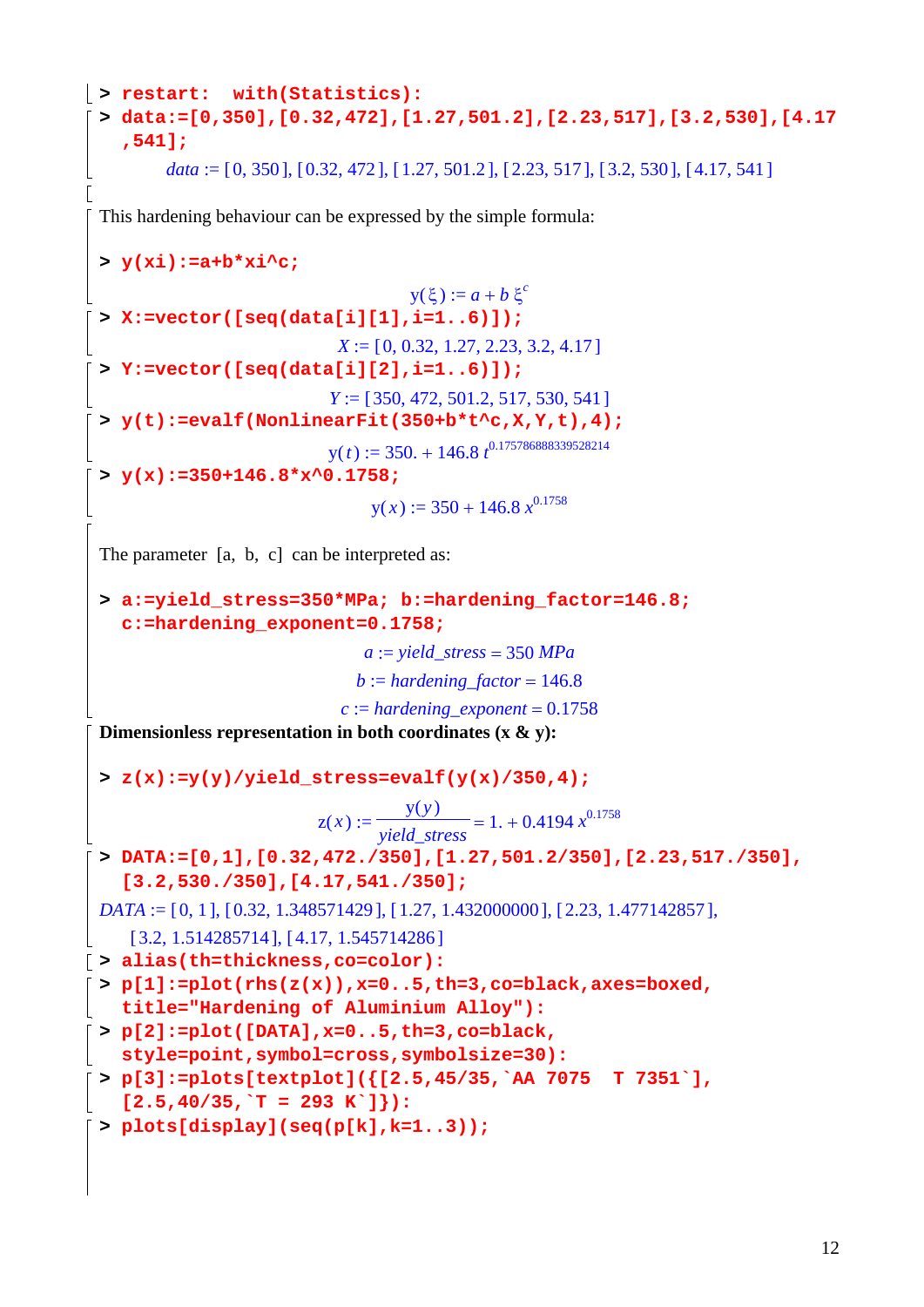```
> restart:  with(Statistics):
> data:=[0,350],[0.32,472],[1.27,501.2],[2.23,517],[3.2,530],[4.17,541];
```

$$data := [0, 350], [0.32, 472], [1.27, 501.2], [2.23, 517], [3.2, 530], [4.17, 541]$$

This hardening behaviour can be expressed by the simple formula:

```
> y(xi):=a+b*xi^c;
```

$$y(\xi) := a + b\,\xi^{c}$$

```
> X:=vector([seq(data[i][1],i=1..6)]);
```

$$X := [0, 0.32, 1.27, 2.23, 3.2, 4.17]$$

```
> Y:=vector([seq(data[i][2],i=1..6)]);
```

$$Y := [350, 472, 501.2, 517, 530, 541]$$

```
> y(t):=evalf(NonlinearFit(350+b*t^c,X,Y,t),4);
```

$$y(t) := 350. + 146.8\,t^{0.175786888339528214}$$

```
> y(x):=350+146.8*x^0.1758;
```

$$y(x) := 350 + 146.8\,x^{0.1758}$$

The parameter [a, b, c] can be interpreted as:

```
> a:=yield_stress=350*MPa; b:=hardening_factor=146.8;
  c:=hardening_exponent=0.1758;
```

$$a := yield\_stress = 350\ MPa$$

$$b := hardening\_factor = 146.8$$

$$c := hardening\_exponent = 0.1758$$

**Dimensionless representation in both coordinates (x & y):**

```
> z(x):=y(y)/yield_stress=evalf(y(x)/350,4);
```

$$z(x) := \frac{y(y)}{yield\_stress} = 1. + 0.4194\,x^{0.1758}$$

```
> DATA:=[0,1],[0.32,472./350],[1.27,501.2/350],[2.23,517./350],
  [3.2,530./350],[4.17,541./350];
```

$$DATA := [0, 1], [0.32, 1.348571429], [1.27, 1.432000000], [2.23, 1.477142857], [3.2, 1.514285714], [4.17, 1.545714286]$$

```
> alias(th=thickness,co=color):
> p[1]:=plot(rhs(z(x)),x=0..5,th=3,co=black,axes=boxed,
  title="Hardening of Aluminium Alloy"):
> p[2]:=plot([DATA],x=0..5,th=3,co=black,
  style=point,symbol=cross,symbolsize=30):
> p[3]:=plots[textplot]({[2.5,45/35,`AA 7075  T 7351`],
  [2.5,40/35,`T = 293 K`]}):
> plots[display](seq(p[k],k=1..3));
```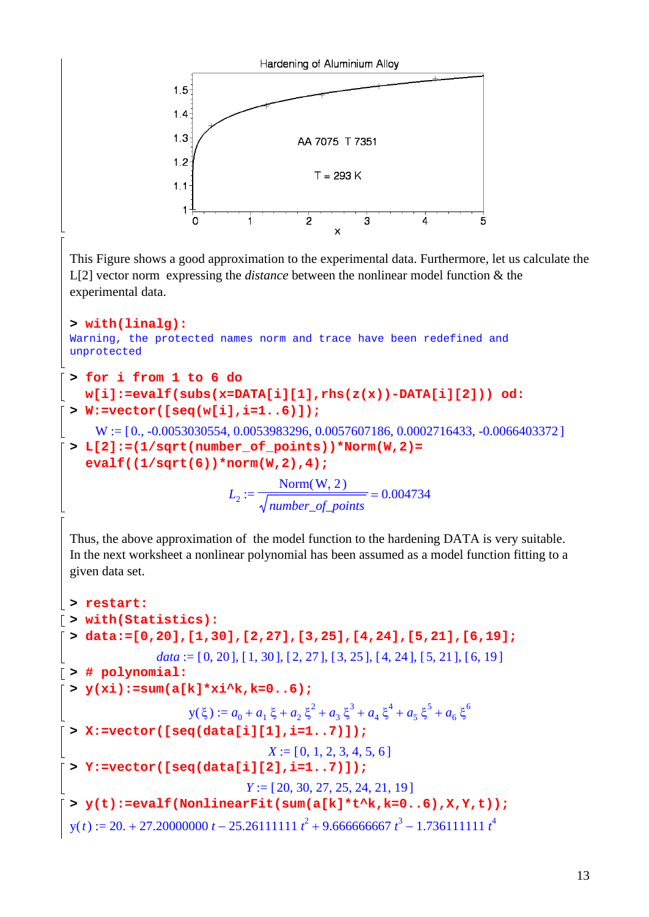This Figure shows a good approximation to the experimental data. Furthermore, let us calculate the L[2] vector norm expressing the *distance* between the nonlinear model function & the experimental data.

```
> with(linalg):
Warning, the protected names norm and trace have been redefined and
unprotected
```

```
> for i from 1 to 6 do
  w[i]:=evalf(subs(x=DATA[i][1],rhs(z(x))-DATA[i][2])) od:
> W:=vector([seq(w[i],i=1..6)]);
```

$$W := [0., -0.0053030554, 0.0053983296, 0.0057607186, 0.0002716433, -0.0066403372]$$

```
> L[2]:=(1/sqrt(number_of_points))*Norm(W,2)=
  evalf((1/sqrt(6))*norm(W,2),4);
```

$$L_2 := \frac{\text{Norm}(W, 2)}{\sqrt{number\_of\_points}} = 0.004734$$

Thus, the above approximation of the model function to the hardening DATA is very suitable. In the next worksheet a nonlinear polynomial has been assumed as a model function fitting to a given data set.

```
> restart:
> with(Statistics):
> data:=[0,20],[1,30],[2,27],[3,25],[4,24],[5,21],[6,19];
```

$$data := [0, 20], [1, 30], [2, 27], [3, 25], [4, 24], [5, 21], [6, 19]$$

```
> # polynomial:
> y(xi):=sum(a[k]*xi^k,k=0..6);
```

$$y(\xi) := a_0 + a_1\,\xi + a_2\,\xi^2 + a_3\,\xi^3 + a_4\,\xi^4 + a_5\,\xi^5 + a_6\,\xi^6$$

```
> X:=vector([seq(data[i][1],i=1..7)]);
```

$$X := [0, 1, 2, 3, 4, 5, 6]$$

```
> Y:=vector([seq(data[i][2],i=1..7)]);
```

$$Y := [20, 30, 27, 25, 24, 21, 19]$$

```
> y(t):=evalf(NonlinearFit(sum(a[k]*t^k,k=0..6),X,Y,t));
```

$$y(t) := 20. + 27.20000000\,t - 25.26111111\,t^2 + 9.666666667\,t^3 - 1.736111111\,t^4$$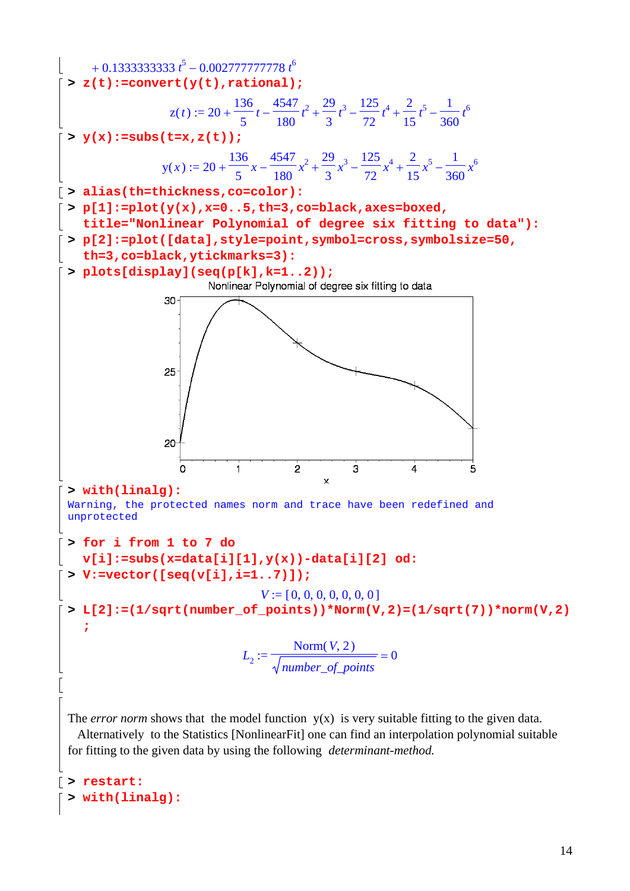$+ 0.1333333333\, t^5 - 0.002777777778\, t^6$

```
> z(t):=convert(y(t),rational);
```

$$z(t) := 20 + \frac{136}{5} t - \frac{4547}{180} t^2 + \frac{29}{3} t^3 - \frac{125}{72} t^4 + \frac{2}{15} t^5 - \frac{1}{360} t^6$$

```
> y(x):=subs(t=x,z(t));
```

$$y(x) := 20 + \frac{136}{5} x - \frac{4547}{180} x^2 + \frac{29}{3} x^3 - \frac{125}{72} x^4 + \frac{2}{15} x^5 - \frac{1}{360} x^6$$

```
> alias(th=thickness,co=color):
> p[1]:=plot(y(x),x=0..5,th=3,co=black,axes=boxed,
  title="Nonlinear Polynomial of degree six fitting to data"):
> p[2]:=plot([data],style=point,symbol=cross,symbolsize=50,
  th=3,co=black,ytickmarks=3):
> plots[display](seq(p[k],k=1..2));
```

Nonlinear Polynomial of degree six fitting to data

```
> with(linalg):
Warning, the protected names norm and trace have been redefined and
unprotected

> for i from 1 to 7 do
  v[i]:=subs(x=data[i][1],y(x))-data[i][2] od:
> V:=vector([seq(v[i],i=1..7)]);
```

$$V := [0, 0, 0, 0, 0, 0, 0]$$

```
> L[2]:=(1/sqrt(number_of_points))*Norm(V,2)=(1/sqrt(7))*norm(V,2)
  ;
```

$$L_2 := \frac{\text{Norm}(V, 2)}{\sqrt{number\_of\_points}} = 0$$

The *error norm* shows that the model function y(x) is very suitable fitting to the given data. Alternatively to the Statistics [NonlinearFit] one can find an interpolation polynomial suitable for fitting to the given data by using the following *determinant-method.*

```
> restart:
> with(linalg):
```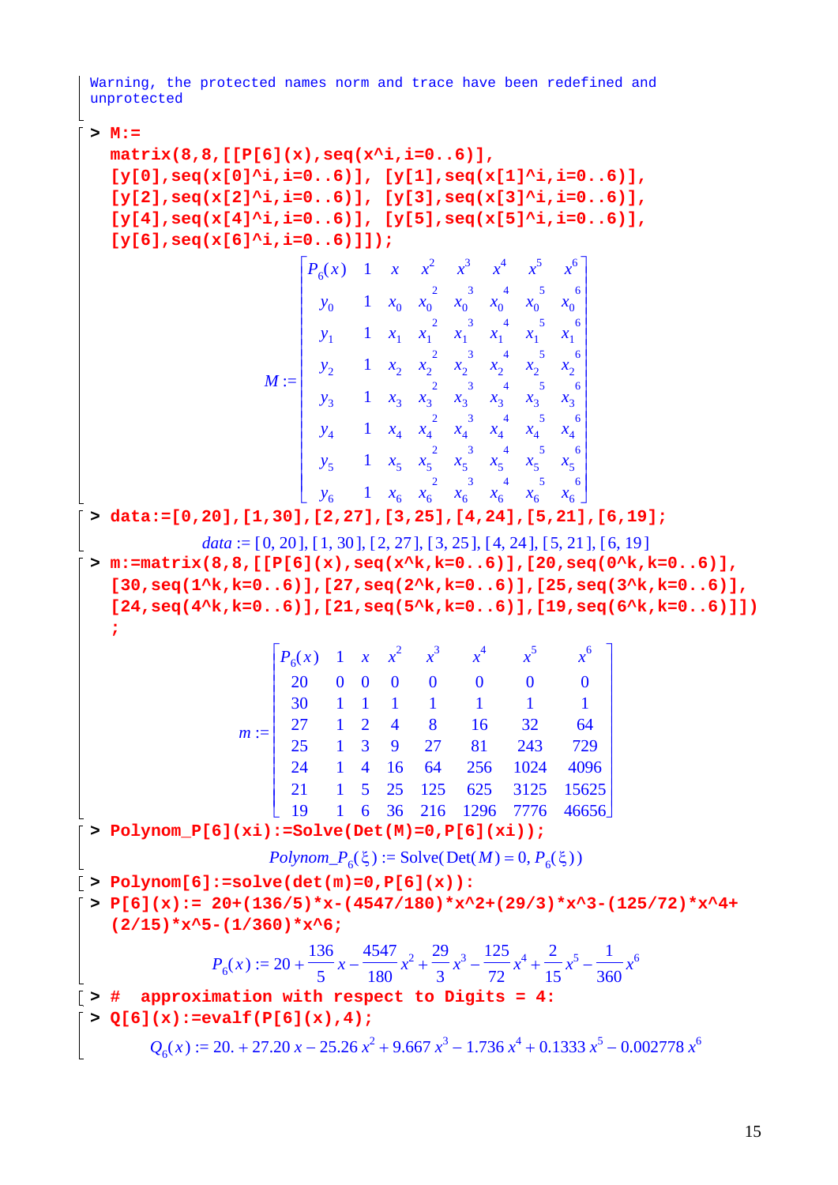Warning, the protected names norm and trace have been redefined and unprotected

```
> M:=
  matrix(8,8,[[P[6](x),seq(x^i,i=0..6)],
  [y[0],seq(x[0]^i,i=0..6)], [y[1],seq(x[1]^i,i=0..6)],
  [y[2],seq(x[2]^i,i=0..6)], [y[3],seq(x[3]^i,i=0..6)],
  [y[4],seq(x[4]^i,i=0..6)], [y[5],seq(x[5]^i,i=0..6)],
  [y[6],seq(x[6]^i,i=0..6)]]);
```

$$M := \begin{bmatrix} P_6(x) & 1 & x & x^2 & x^3 & x^4 & x^5 & x^6 \\ y_0 & 1 & x_0 & x_0^{\,2} & x_0^{\,3} & x_0^{\,4} & x_0^{\,5} & x_0^{\,6} \\ y_1 & 1 & x_1 & x_1^{\,2} & x_1^{\,3} & x_1^{\,4} & x_1^{\,5} & x_1^{\,6} \\ y_2 & 1 & x_2 & x_2^{\,2} & x_2^{\,3} & x_2^{\,4} & x_2^{\,5} & x_2^{\,6} \\ y_3 & 1 & x_3 & x_3^{\,2} & x_3^{\,3} & x_3^{\,4} & x_3^{\,5} & x_3^{\,6} \\ y_4 & 1 & x_4 & x_4^{\,2} & x_4^{\,3} & x_4^{\,4} & x_4^{\,5} & x_4^{\,6} \\ y_5 & 1 & x_5 & x_5^{\,2} & x_5^{\,3} & x_5^{\,4} & x_5^{\,5} & x_5^{\,6} \\ y_6 & 1 & x_6 & x_6^{\,2} & x_6^{\,3} & x_6^{\,4} & x_6^{\,5} & x_6^{\,6} \end{bmatrix}$$

```
> data:=[0,20],[1,30],[2,27],[3,25],[4,24],[5,21],[6,19];
```

$$data := [0, 20], [1, 30], [2, 27], [3, 25], [4, 24], [5, 21], [6, 19]$$

```
> m:=matrix(8,8,[[P[6](x),seq(x^k,k=0..6)],[20,seq(0^k,k=0..6)],
  [30,seq(1^k,k=0..6)],[27,seq(2^k,k=0..6)],[25,seq(3^k,k=0..6)],
  [24,seq(4^k,k=0..6)],[21,seq(5^k,k=0..6)],[19,seq(6^k,k=0..6)]])
  ;
```

$$m := \begin{bmatrix} P_6(x) & 1 & x & x^2 & x^3 & x^4 & x^5 & x^6 \\ 20 & 0 & 0 & 0 & 0 & 0 & 0 & 0 \\ 30 & 1 & 1 & 1 & 1 & 1 & 1 & 1 \\ 27 & 1 & 2 & 4 & 8 & 16 & 32 & 64 \\ 25 & 1 & 3 & 9 & 27 & 81 & 243 & 729 \\ 24 & 1 & 4 & 16 & 64 & 256 & 1024 & 4096 \\ 21 & 1 & 5 & 25 & 125 & 625 & 3125 & 15625 \\ 19 & 1 & 6 & 36 & 216 & 1296 & 7776 & 46656 \end{bmatrix}$$

```
> Polynom_P[6](xi):=Solve(Det(M)=0,P[6](xi));
```

$$Polynom\_P_6(\xi) := \mathrm{Solve}(\mathrm{Det}(M) = 0, P_6(\xi))$$

```
> Polynom[6]:=solve(det(m)=0,P[6](x)):
> P[6](x):= 20+(136/5)*x-(4547/180)*x^2+(29/3)*x^3-(125/72)*x^4+
  (2/15)*x^5-(1/360)*x^6;
```

$$P_6(x) := 20 + \frac{136}{5}x - \frac{4547}{180}x^2 + \frac{29}{3}x^3 - \frac{125}{72}x^4 + \frac{2}{15}x^5 - \frac{1}{360}x^6$$

```
> #  approximation with respect to Digits = 4:
> Q[6](x):=evalf(P[6](x),4);
```

$$Q_6(x) := 20. + 27.20\,x - 25.26\,x^2 + 9.667\,x^3 - 1.736\,x^4 + 0.1333\,x^5 - 0.002778\,x^6$$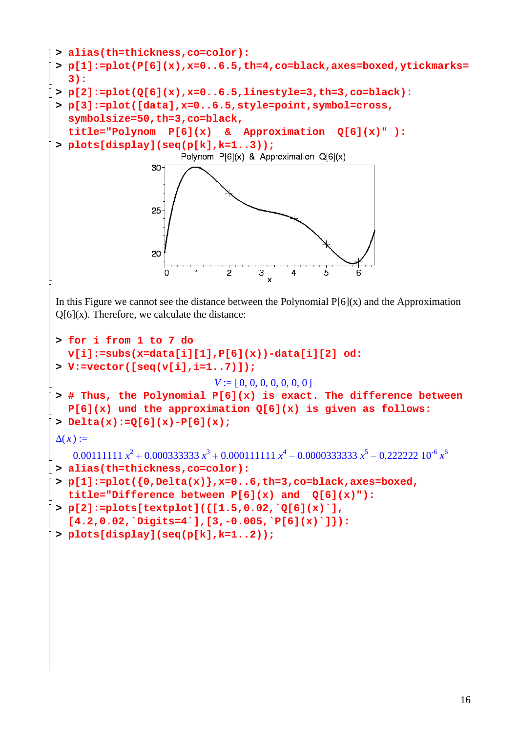```
> alias(th=thickness,co=color):
> p[1]:=plot(P[6](x),x=0..6.5,th=4,co=black,axes=boxed,ytickmarks=3):
> p[2]:=plot(Q[6](x),x=0..6.5,linestyle=3,th=3,co=black):
> p[3]:=plot([data],x=0..6.5,style=point,symbol=cross,
  symbolsize=50,th=3,co=black,
  title="Polynom  P[6](x)  &  Approximation  Q[6](x)" ):
> plots[display](seq(p[k],k=1..3));
```

In this Figure we cannot see the distance between the Polynomial P[6](x) and the Approximation Q[6](x). Therefore, we calculate the distance:

```
> for i from 1 to 7 do
  v[i]:=subs(x=data[i][1],P[6](x))-data[i][2] od:
> V:=vector([seq(v[i],i=1..7)]);
```

$$V := [0, 0, 0, 0, 0, 0, 0]$$

```
> # Thus, the Polynomial P[6](x) is exact. The difference between
  P[6](x) und the approximation Q[6](x) is given as follows:
> Delta(x):=Q[6](x)-P[6](x);
```

$$\Delta(x) := 0.00111111\, x^2 + 0.000333333\, x^3 + 0.000111111\, x^4 - 0.0000333333\, x^5 - 0.222222\; 10^{-6}\, x^6$$

```
> alias(th=thickness,co=color):
> p[1]:=plot({0,Delta(x)},x=0..6,th=3,co=black,axes=boxed,
  title="Difference between P[6](x) and  Q[6](x)"):
> p[2]:=plots[textplot]({[1.5,0.02,`Q[6](x)`],
  [4.2,0.02,`Digits=4`],[3,-0.005,`P[6](x)`]}):
> plots[display](seq(p[k],k=1..2));
```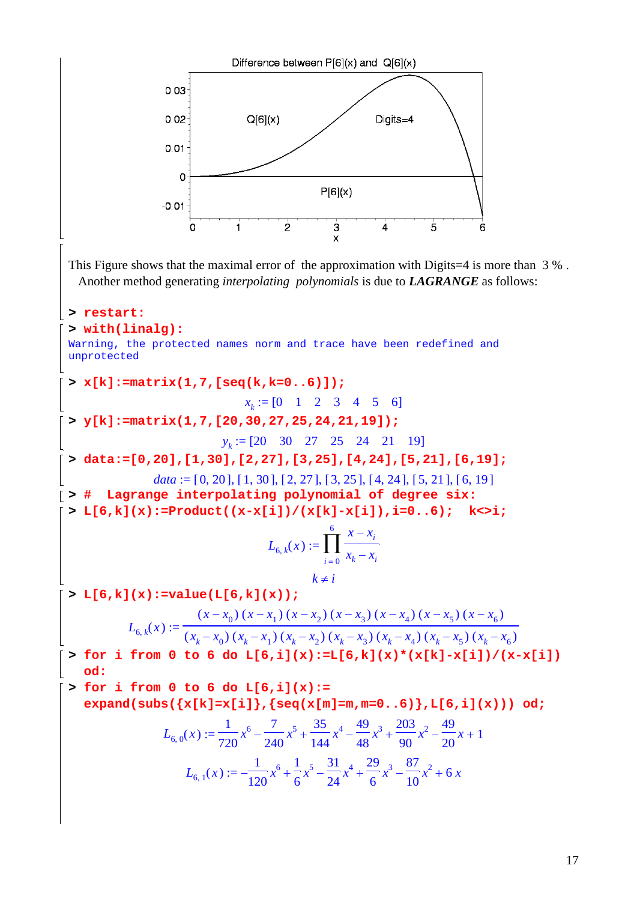Difference between P[6](x) and Q[6](x)

This Figure shows that the maximal error of the approximation with Digits=4 is more than 3 % . Another method generating *interpolating polynomials* is due to ***LAGRANGE*** as follows:

```
> restart:
> with(linalg):
```

Warning, the protected names norm and trace have been redefined and unprotected

```
> x[k]:=matrix(1,7,[seq(k,k=0..6)]);
```

$$x_k := [0 \quad 1 \quad 2 \quad 3 \quad 4 \quad 5 \quad 6]$$

```
> y[k]:=matrix(1,7,[20,30,27,25,24,21,19]);
```

$$y_k := [20 \quad 30 \quad 27 \quad 25 \quad 24 \quad 21 \quad 19]$$

```
> data:=[0,20],[1,30],[2,27],[3,25],[4,24],[5,21],[6,19];
```

$$data := [0, 20], [1, 30], [2, 27], [3, 25], [4, 24], [5, 21], [6, 19]$$

```
> #  Lagrange interpolating polynomial of degree six:
> L[6,k](x):=Product((x-x[i])/(x[k]-x[i]),i=0..6);  k<>i;
```

$$L_{6,k}(x) := \prod_{i=0}^{6} \frac{x - x_i}{x_k - x_i}$$

$$k \neq i$$

```
> L[6,k](x):=value(L[6,k](x));
```

$$L_{6,k}(x) := \frac{(x-x_0)(x-x_1)(x-x_2)(x-x_3)(x-x_4)(x-x_5)(x-x_6)}{(x_k-x_0)(x_k-x_1)(x_k-x_2)(x_k-x_3)(x_k-x_4)(x_k-x_5)(x_k-x_6)}$$

```
> for i from 0 to 6 do L[6,i](x):=L[6,k](x)*(x[k]-x[i])/(x-x[i]) od:
> for i from 0 to 6 do L[6,i](x):=
  expand(subs({x[k]=x[i]},{seq(x[m]=m,m=0..6)},L[6,i](x))) od;
```

$$L_{6,0}(x) := \frac{1}{720}x^6 - \frac{7}{240}x^5 + \frac{35}{144}x^4 - \frac{49}{48}x^3 + \frac{203}{90}x^2 - \frac{49}{20}x + 1$$

$$L_{6,1}(x) := -\frac{1}{120}x^6 + \frac{1}{6}x^5 - \frac{31}{24}x^4 + \frac{29}{6}x^3 - \frac{87}{10}x^2 + 6\,x$$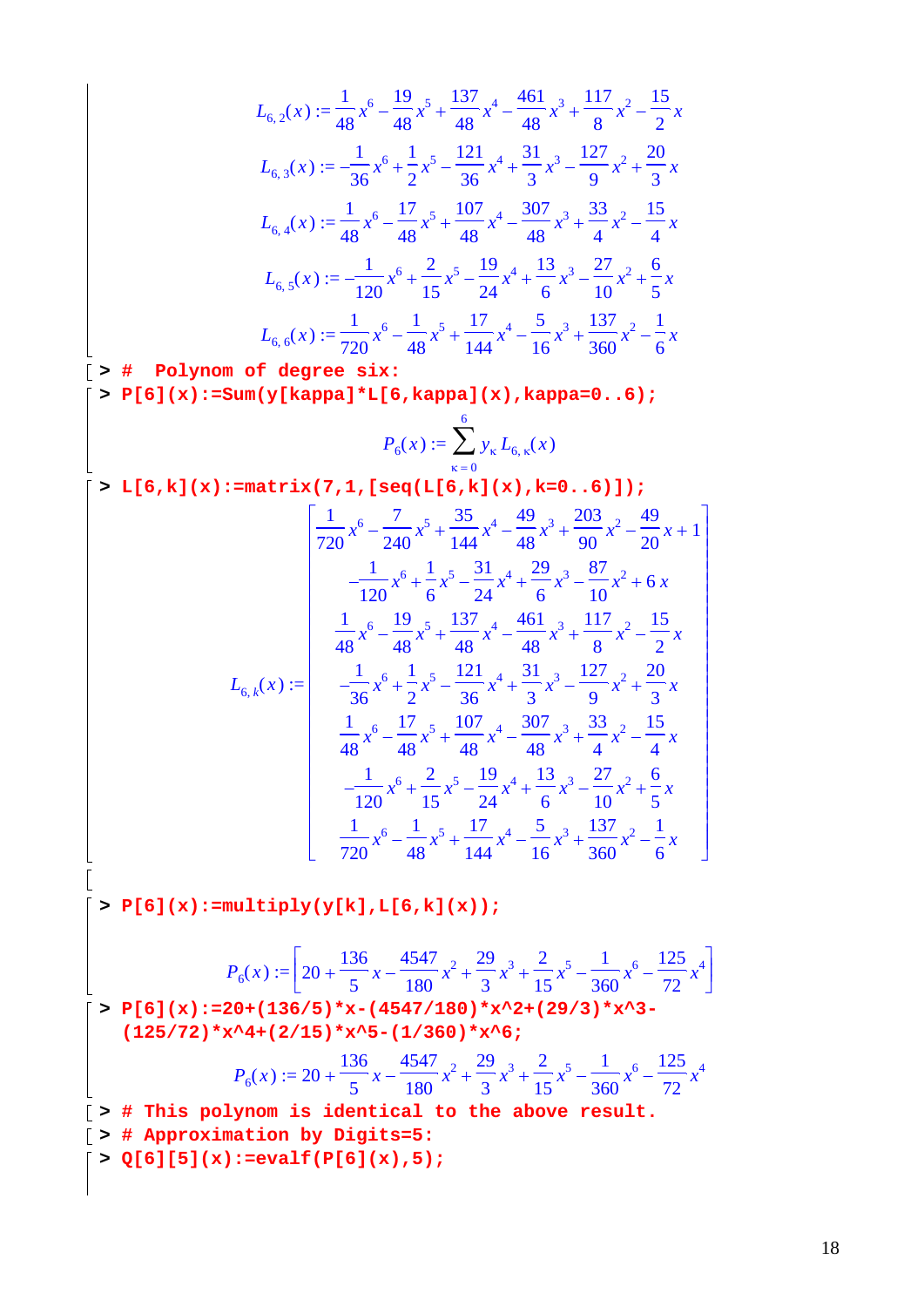$$L_{6,2}(x) := \frac{1}{48}x^6 - \frac{19}{48}x^5 + \frac{137}{48}x^4 - \frac{461}{48}x^3 + \frac{117}{8}x^2 - \frac{15}{2}x$$

$$L_{6,3}(x) := -\frac{1}{36}x^6 + \frac{1}{2}x^5 - \frac{121}{36}x^4 + \frac{31}{3}x^3 - \frac{127}{9}x^2 + \frac{20}{3}x$$

$$L_{6,4}(x) := \frac{1}{48}x^6 - \frac{17}{48}x^5 + \frac{107}{48}x^4 - \frac{307}{48}x^3 + \frac{33}{4}x^2 - \frac{15}{4}x$$

$$L_{6,5}(x) := -\frac{1}{120}x^6 + \frac{2}{15}x^5 - \frac{19}{24}x^4 + \frac{13}{6}x^3 - \frac{27}{10}x^2 + \frac{6}{5}x$$

$$L_{6,6}(x) := \frac{1}{720}x^6 - \frac{1}{48}x^5 + \frac{17}{144}x^4 - \frac{5}{16}x^3 + \frac{137}{360}x^2 - \frac{1}{6}x$$

```
> #  Polynom of degree six:
> P[6](x):=Sum(y[kappa]*L[6,kappa](x),kappa=0..6);
```

$$P_6(x) := \sum_{\kappa=0}^{6} y_\kappa L_{6,\kappa}(x)$$

```
> L[6,k](x):=matrix(7,1,[seq(L[6,k](x),k=0..6)]);
```

$$L_{6,k}(x) := \begin{bmatrix} \frac{1}{720}x^6 - \frac{7}{240}x^5 + \frac{35}{144}x^4 - \frac{49}{48}x^3 + \frac{203}{90}x^2 - \frac{49}{20}x + 1 \\ -\frac{1}{120}x^6 + \frac{1}{6}x^5 - \frac{31}{24}x^4 + \frac{29}{6}x^3 - \frac{87}{10}x^2 + 6x \\ \frac{1}{48}x^6 - \frac{19}{48}x^5 + \frac{137}{48}x^4 - \frac{461}{48}x^3 + \frac{117}{8}x^2 - \frac{15}{2}x \\ -\frac{1}{36}x^6 + \frac{1}{2}x^5 - \frac{121}{36}x^4 + \frac{31}{3}x^3 - \frac{127}{9}x^2 + \frac{20}{3}x \\ \frac{1}{48}x^6 - \frac{17}{48}x^5 + \frac{107}{48}x^4 - \frac{307}{48}x^3 + \frac{33}{4}x^2 - \frac{15}{4}x \\ -\frac{1}{120}x^6 + \frac{2}{15}x^5 - \frac{19}{24}x^4 + \frac{13}{6}x^3 - \frac{27}{10}x^2 + \frac{6}{5}x \\ \frac{1}{720}x^6 - \frac{1}{48}x^5 + \frac{17}{144}x^4 - \frac{5}{16}x^3 + \frac{137}{360}x^2 - \frac{1}{6}x \end{bmatrix}$$

```
> P[6](x):=multiply(y[k],L[6,k](x));
```

$$P_6(x) := \left[ 20 + \frac{136}{5}x - \frac{4547}{180}x^2 + \frac{29}{3}x^3 + \frac{2}{15}x^5 - \frac{1}{360}x^6 - \frac{125}{72}x^4 \right]$$

```
> P[6](x):=20+(136/5)*x-(4547/180)*x^2+(29/3)*x^3-
  (125/72)*x^4+(2/15)*x^5-(1/360)*x^6;
```

$$P_6(x) := 20 + \frac{136}{5}x - \frac{4547}{180}x^2 + \frac{29}{3}x^3 + \frac{2}{15}x^5 - \frac{1}{360}x^6 - \frac{125}{72}x^4$$

```
> # This polynom is identical to the above result.
> # Approximation by Digits=5:
> Q[6][5](x):=evalf(P[6](x),5);
```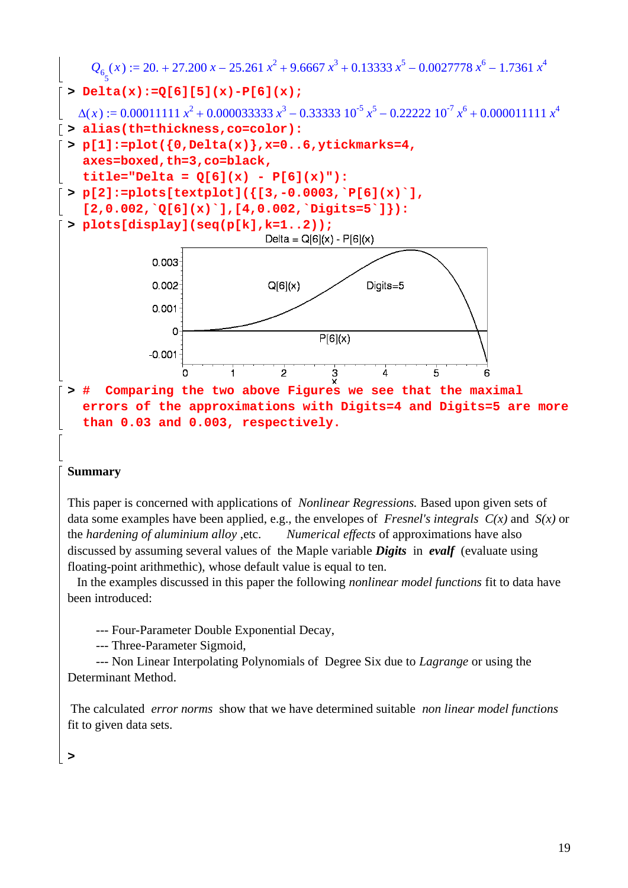$$Q_{6_5}(x) := 20. + 27.200\,x - 25.261\,x^2 + 9.6667\,x^3 + 0.13333\,x^5 - 0.0027778\,x^6 - 1.7361\,x^4$$

```
> Delta(x):=Q[6][5](x)-P[6](x);
```

$$\Delta(x) := 0.00011111\,x^2 + 0.000033333\,x^3 - 0.33333\,10^{-5}\,x^5 - 0.22222\,10^{-7}\,x^6 + 0.000011111\,x^4$$

```
> alias(th=thickness,co=color):
> p[1]:=plot({0,Delta(x)},x=0..6,ytickmarks=4,
  axes=boxed,th=3,co=black,
  title="Delta = Q[6](x) - P[6](x)"):
> p[2]:=plots[textplot]({[3,-0.0003,`P[6](x)`],
  [2,0.002,`Q[6](x)`],[4,0.002,`Digits=5`]}):
> plots[display](seq(p[k],k=1..2));
```

Delta = Q[6](x) - P[6](x)

0.003
0.002
0.001
0
-0.001

0 1 2 3 4 5 6
x

Q[6](x)
Digits=5
P[6](x)

```
> #  Comparing the two above Figures we see that the maximal
  errors of the approximations with Digits=4 and Digits=5 are more
  than 0.03 and 0.003, respectively.
```

**Summary**

This paper is concerned with applications of *Nonlinear Regressions.* Based upon given sets of data some examples have been applied, e.g., the envelopes of *Fresnel's integrals* *C(x)* and *S(x)* or the *hardening of aluminium alloy* ,etc. *Numerical effects* of approximations have also discussed by assuming several values of the Maple variable ***Digits*** in ***evalf*** (evaluate using floating-point arithmethic), whose default value is equal to ten.

In the examples discussed in this paper the following *nonlinear model functions* fit to data have been introduced:

--- Four-Parameter Double Exponential Decay,
--- Three-Parameter Sigmoid,
--- Non Linear Interpolating Polynomials of Degree Six due to *Lagrange* or using the Determinant Method.

The calculated *error norms* show that we have determined suitable *non linear model functions* fit to given data sets.

```
>
```